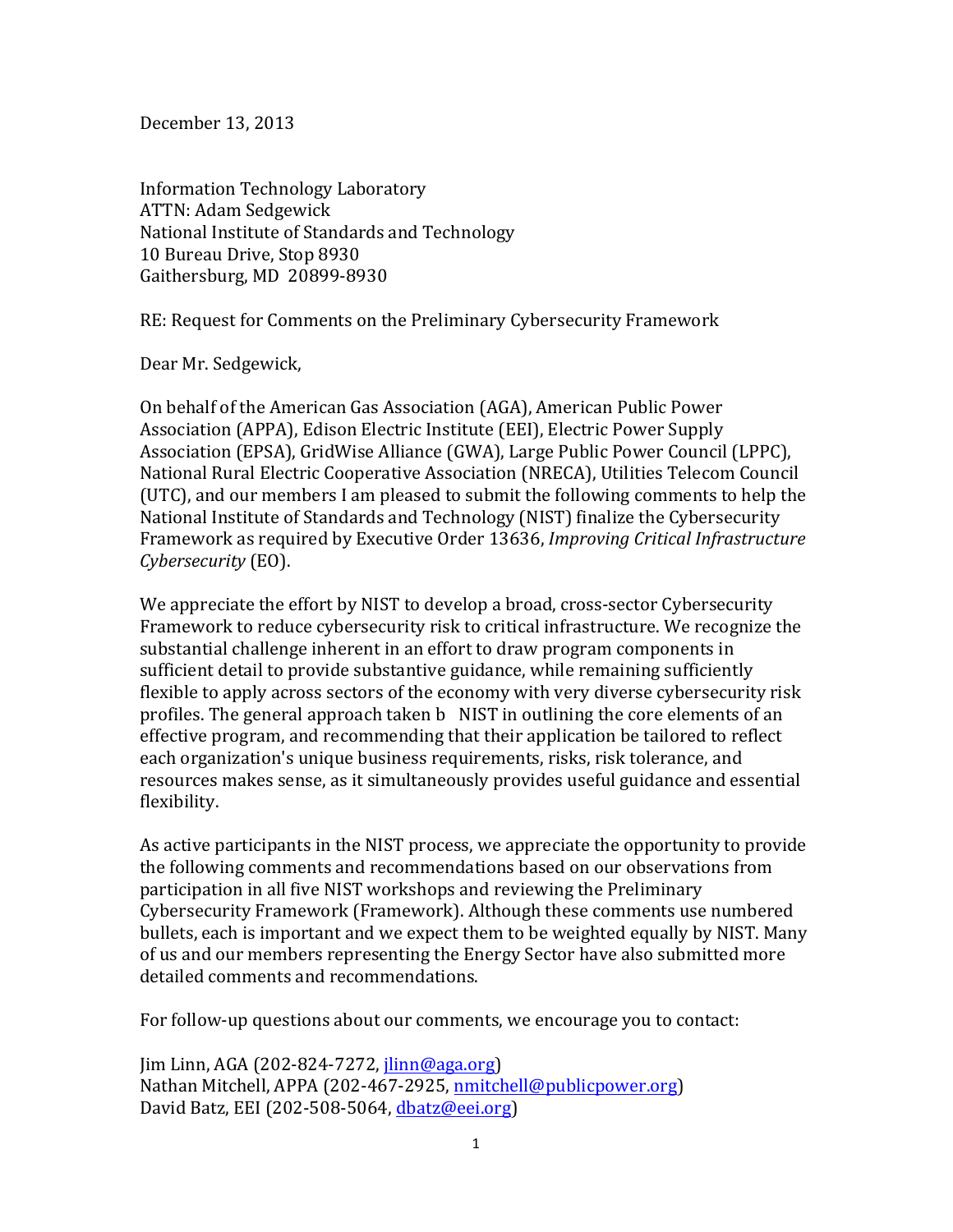December 13, 2013

Information Technology Laboratory
ATTN: Adam Sedgewick
National Institute of Standards and Technology
10 Bureau Drive, Stop 8930
Gaithersburg, MD 20899-8930

RE: Request for Comments on the Preliminary Cybersecurity Framework

Dear Mr. Sedgewick,

On behalf of the American Gas Association (AGA), American Public Power Association (APPA), Edison Electric Institute (EEI), Electric Power Supply Association (EPSA), GridWise Alliance (GWA), Large Public Power Council (LPPC), National Rural Electric Cooperative Association (NRECA), Utilities Telecom Council (UTC), and our members I am pleased to submit the following comments to help the National Institute of Standards and Technology (NIST) finalize the Cybersecurity Framework as required by Executive Order 13636, *Improving Critical Infrastructure Cybersecurity* (EO).

We appreciate the effort by NIST to develop a broad, cross-sector Cybersecurity Framework to reduce cybersecurity risk to critical infrastructure. We recognize the substantial challenge inherent in an effort to draw program components in sufficient detail to provide substantive guidance, while remaining sufficiently flexible to apply across sectors of the economy with very diverse cybersecurity risk profiles. The general approach taken b NIST in outlining the core elements of an effective program, and recommending that their application be tailored to reflect each organization's unique business requirements, risks, risk tolerance, and resources makes sense, as it simultaneously provides useful guidance and essential flexibility.

As active participants in the NIST process, we appreciate the opportunity to provide the following comments and recommendations based on our observations from participation in all five NIST workshops and reviewing the Preliminary Cybersecurity Framework (Framework). Although these comments use numbered bullets, each is important and we expect them to be weighted equally by NIST. Many of us and our members representing the Energy Sector have also submitted more detailed comments and recommendations.

For follow-up questions about our comments, we encourage you to contact:

Jim Linn, AGA (202-824-7272, jlinn@aga.org)
Nathan Mitchell, APPA (202-467-2925, nmitchell@publicpower.org)
David Batz, EEI (202-508-5064, dbatz@eei.org)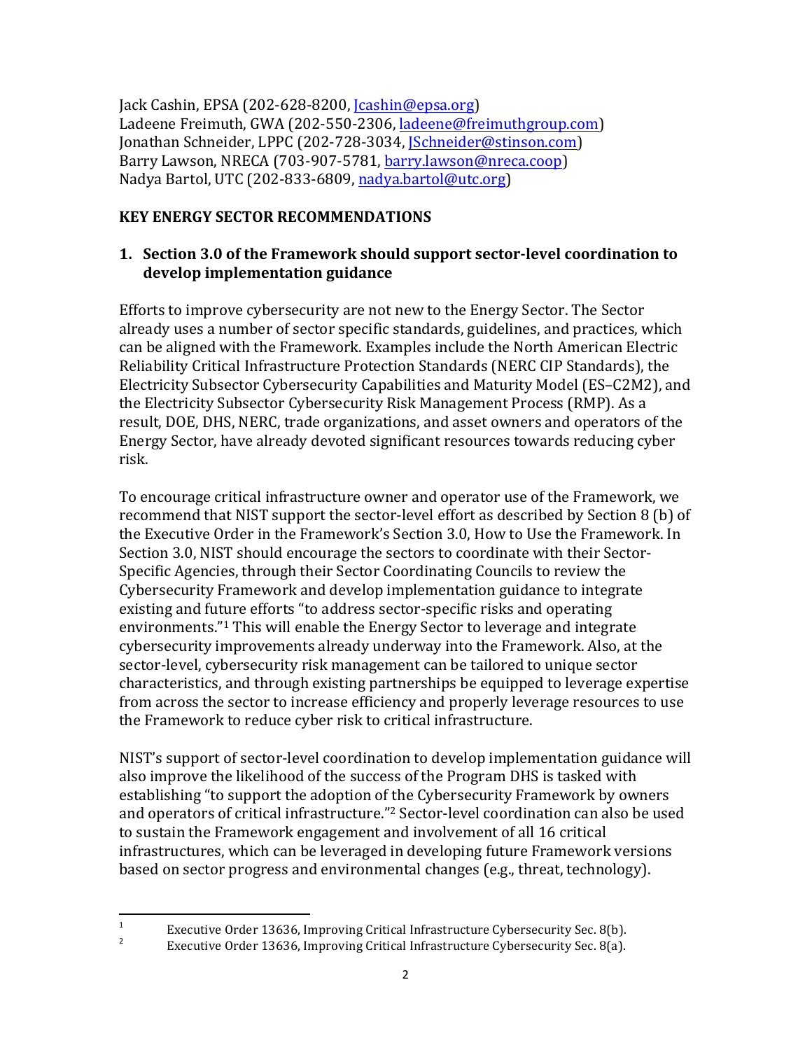Jack Cashin, EPSA (202-628-8200, Jcashin@epsa.org)
Ladeene Freimuth, GWA (202-550-2306, ladeene@freimuthgroup.com)
Jonathan Schneider, LPPC (202-728-3034, JSchneider@stinson.com)
Barry Lawson, NRECA (703-907-5781, barry.lawson@nreca.coop)
Nadya Bartol, UTC (202-833-6809, nadya.bartol@utc.org)

**KEY ENERGY SECTOR RECOMMENDATIONS**

**1. Section 3.0 of the Framework should support sector-level coordination to develop implementation guidance**

Efforts to improve cybersecurity are not new to the Energy Sector. The Sector already uses a number of sector specific standards, guidelines, and practices, which can be aligned with the Framework. Examples include the North American Electric Reliability Critical Infrastructure Protection Standards (NERC CIP Standards), the Electricity Subsector Cybersecurity Capabilities and Maturity Model (ES–C2M2), and the Electricity Subsector Cybersecurity Risk Management Process (RMP). As a result, DOE, DHS, NERC, trade organizations, and asset owners and operators of the Energy Sector, have already devoted significant resources towards reducing cyber risk.

To encourage critical infrastructure owner and operator use of the Framework, we recommend that NIST support the sector-level effort as described by Section 8 (b) of the Executive Order in the Framework's Section 3.0, How to Use the Framework. In Section 3.0, NIST should encourage the sectors to coordinate with their Sector-Specific Agencies, through their Sector Coordinating Councils to review the Cybersecurity Framework and develop implementation guidance to integrate existing and future efforts "to address sector-specific risks and operating environments."[1] This will enable the Energy Sector to leverage and integrate cybersecurity improvements already underway into the Framework. Also, at the sector-level, cybersecurity risk management can be tailored to unique sector characteristics, and through existing partnerships be equipped to leverage expertise from across the sector to increase efficiency and properly leverage resources to use the Framework to reduce cyber risk to critical infrastructure.

NIST's support of sector-level coordination to develop implementation guidance will also improve the likelihood of the success of the Program DHS is tasked with establishing "to support the adoption of the Cybersecurity Framework by owners and operators of critical infrastructure."[2] Sector-level coordination can also be used to sustain the Framework engagement and involvement of all 16 critical infrastructures, which can be leveraged in developing future Framework versions based on sector progress and environmental changes (e.g., threat, technology).

---

[1] Executive Order 13636, Improving Critical Infrastructure Cybersecurity Sec. 8(b).

[2] Executive Order 13636, Improving Critical Infrastructure Cybersecurity Sec. 8(a).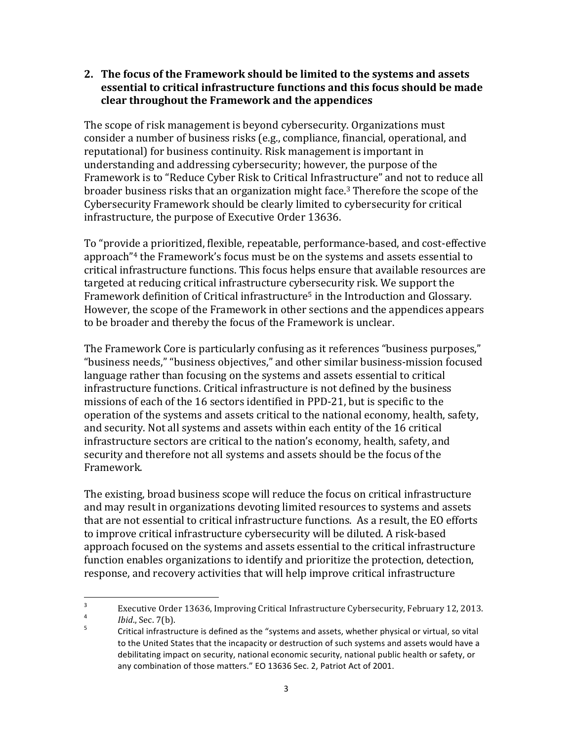## 2. The focus of the Framework should be limited to the systems and assets essential to critical infrastructure functions and this focus should be made clear throughout the Framework and the appendices

The scope of risk management is beyond cybersecurity. Organizations must consider a number of business risks (e.g., compliance, financial, operational, and reputational) for business continuity. Risk management is important in understanding and addressing cybersecurity; however, the purpose of the Framework is to "Reduce Cyber Risk to Critical Infrastructure" and not to reduce all broader business risks that an organization might face.[3] Therefore the scope of the Cybersecurity Framework should be clearly limited to cybersecurity for critical infrastructure, the purpose of Executive Order 13636.

To "provide a prioritized, flexible, repeatable, performance-based, and cost-effective approach"[4] the Framework's focus must be on the systems and assets essential to critical infrastructure functions. This focus helps ensure that available resources are targeted at reducing critical infrastructure cybersecurity risk. We support the Framework definition of Critical infrastructure[5] in the Introduction and Glossary. However, the scope of the Framework in other sections and the appendices appears to be broader and thereby the focus of the Framework is unclear.

The Framework Core is particularly confusing as it references "business purposes," "business needs," "business objectives," and other similar business-mission focused language rather than focusing on the systems and assets essential to critical infrastructure functions. Critical infrastructure is not defined by the business missions of each of the 16 sectors identified in PPD-21, but is specific to the operation of the systems and assets critical to the national economy, health, safety, and security. Not all systems and assets within each entity of the 16 critical infrastructure sectors are critical to the nation's economy, health, safety, and security and therefore not all systems and assets should be the focus of the Framework.

The existing, broad business scope will reduce the focus on critical infrastructure and may result in organizations devoting limited resources to systems and assets that are not essential to critical infrastructure functions. As a result, the EO efforts to improve critical infrastructure cybersecurity will be diluted. A risk-based approach focused on the systems and assets essential to the critical infrastructure function enables organizations to identify and prioritize the protection, detection, response, and recovery activities that will help improve critical infrastructure

---

[3] Executive Order 13636, Improving Critical Infrastructure Cybersecurity, February 12, 2013.

[4] *Ibid*., Sec. 7(b).

[5] Critical infrastructure is defined as the "systems and assets, whether physical or virtual, so vital to the United States that the incapacity or destruction of such systems and assets would have a debilitating impact on security, national economic security, national public health or safety, or any combination of those matters." EO 13636 Sec. 2, Patriot Act of 2001.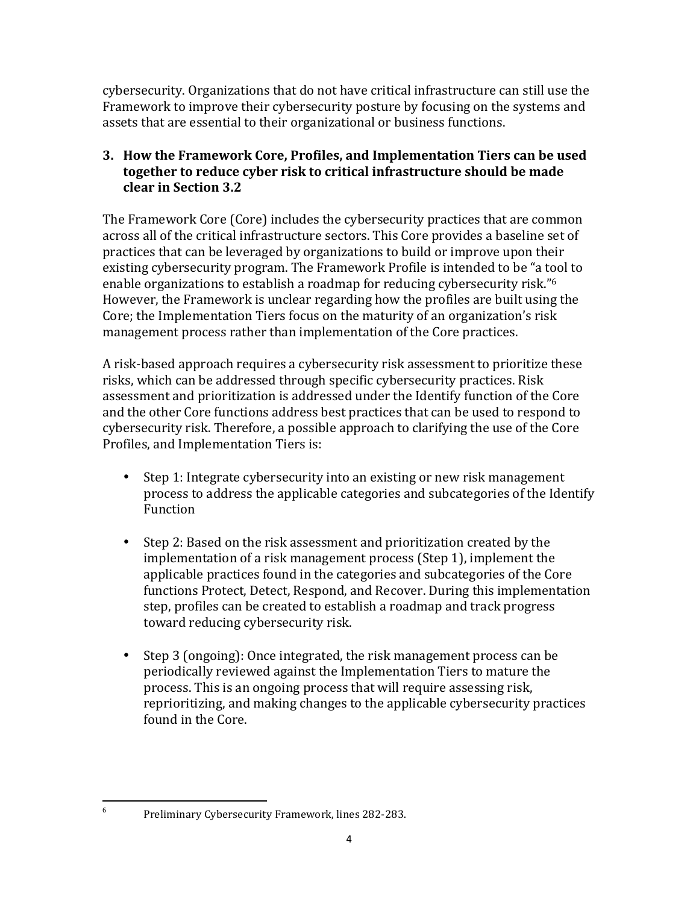cybersecurity. Organizations that do not have critical infrastructure can still use the Framework to improve their cybersecurity posture by focusing on the systems and assets that are essential to their organizational or business functions.

### 3. How the Framework Core, Profiles, and Implementation Tiers can be used together to reduce cyber risk to critical infrastructure should be made clear in Section 3.2

The Framework Core (Core) includes the cybersecurity practices that are common across all of the critical infrastructure sectors. This Core provides a baseline set of practices that can be leveraged by organizations to build or improve upon their existing cybersecurity program. The Framework Profile is intended to be "a tool to enable organizations to establish a roadmap for reducing cybersecurity risk."[6] However, the Framework is unclear regarding how the profiles are built using the Core; the Implementation Tiers focus on the maturity of an organization's risk management process rather than implementation of the Core practices.

A risk-based approach requires a cybersecurity risk assessment to prioritize these risks, which can be addressed through specific cybersecurity practices. Risk assessment and prioritization is addressed under the Identify function of the Core and the other Core functions address best practices that can be used to respond to cybersecurity risk. Therefore, a possible approach to clarifying the use of the Core Profiles, and Implementation Tiers is:

- Step 1: Integrate cybersecurity into an existing or new risk management process to address the applicable categories and subcategories of the Identify Function

- Step 2: Based on the risk assessment and prioritization created by the implementation of a risk management process (Step 1), implement the applicable practices found in the categories and subcategories of the Core functions Protect, Detect, Respond, and Recover. During this implementation step, profiles can be created to establish a roadmap and track progress toward reducing cybersecurity risk.

- Step 3 (ongoing): Once integrated, the risk management process can be periodically reviewed against the Implementation Tiers to mature the process. This is an ongoing process that will require assessing risk, reprioritizing, and making changes to the applicable cybersecurity practices found in the Core.

---

[6] Preliminary Cybersecurity Framework, lines 282-283.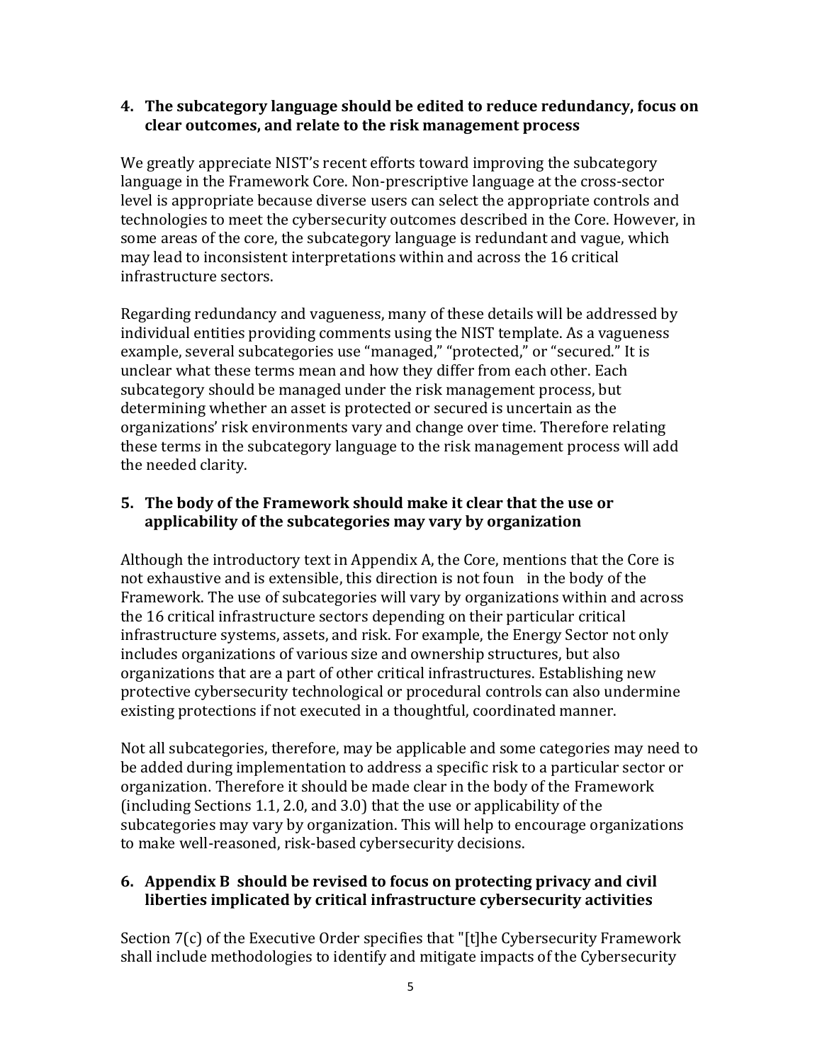### 4. The subcategory language should be edited to reduce redundancy, focus on clear outcomes, and relate to the risk management process

We greatly appreciate NIST's recent efforts toward improving the subcategory language in the Framework Core. Non-prescriptive language at the cross-sector level is appropriate because diverse users can select the appropriate controls and technologies to meet the cybersecurity outcomes described in the Core. However, in some areas of the core, the subcategory language is redundant and vague, which may lead to inconsistent interpretations within and across the 16 critical infrastructure sectors.

Regarding redundancy and vagueness, many of these details will be addressed by individual entities providing comments using the NIST template. As a vagueness example, several subcategories use "managed," "protected," or "secured." It is unclear what these terms mean and how they differ from each other. Each subcategory should be managed under the risk management process, but determining whether an asset is protected or secured is uncertain as the organizations' risk environments vary and change over time. Therefore relating these terms in the subcategory language to the risk management process will add the needed clarity.

### 5. The body of the Framework should make it clear that the use or applicability of the subcategories may vary by organization

Although the introductory text in Appendix A, the Core, mentions that the Core is not exhaustive and is extensible, this direction is not foun in the body of the Framework. The use of subcategories will vary by organizations within and across the 16 critical infrastructure sectors depending on their particular critical infrastructure systems, assets, and risk. For example, the Energy Sector not only includes organizations of various size and ownership structures, but also organizations that are a part of other critical infrastructures. Establishing new protective cybersecurity technological or procedural controls can also undermine existing protections if not executed in a thoughtful, coordinated manner.

Not all subcategories, therefore, may be applicable and some categories may need to be added during implementation to address a specific risk to a particular sector or organization. Therefore it should be made clear in the body of the Framework (including Sections 1.1, 2.0, and 3.0) that the use or applicability of the subcategories may vary by organization. This will help to encourage organizations to make well-reasoned, risk-based cybersecurity decisions.

### 6. Appendix B should be revised to focus on protecting privacy and civil liberties implicated by critical infrastructure cybersecurity activities

Section 7(c) of the Executive Order specifies that "[t]he Cybersecurity Framework shall include methodologies to identify and mitigate impacts of the Cybersecurity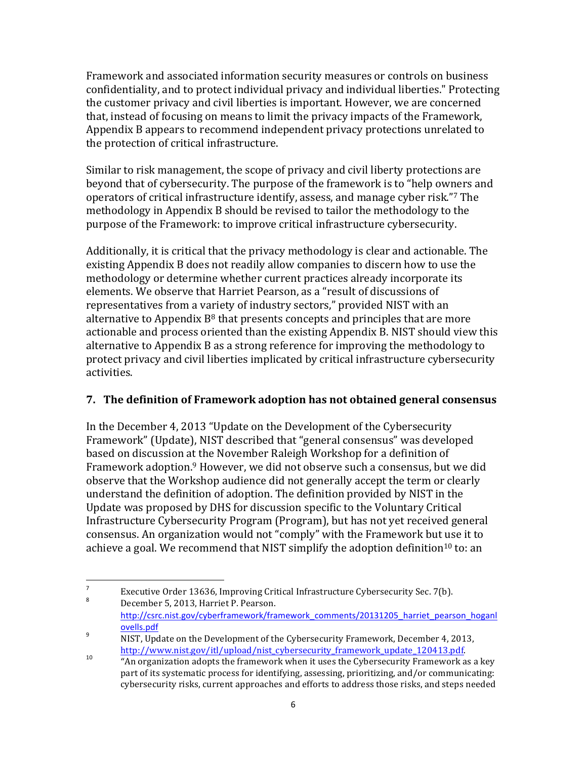Framework and associated information security measures or controls on business confidentiality, and to protect individual privacy and individual liberties." Protecting the customer privacy and civil liberties is important. However, we are concerned that, instead of focusing on means to limit the privacy impacts of the Framework, Appendix B appears to recommend independent privacy protections unrelated to the protection of critical infrastructure.

Similar to risk management, the scope of privacy and civil liberty protections are beyond that of cybersecurity. The purpose of the framework is to "help owners and operators of critical infrastructure identify, assess, and manage cyber risk."[7] The methodology in Appendix B should be revised to tailor the methodology to the purpose of the Framework: to improve critical infrastructure cybersecurity.

Additionally, it is critical that the privacy methodology is clear and actionable. The existing Appendix B does not readily allow companies to discern how to use the methodology or determine whether current practices already incorporate its elements. We observe that Harriet Pearson, as a "result of discussions of representatives from a variety of industry sectors," provided NIST with an alternative to Appendix B[8] that presents concepts and principles that are more actionable and process oriented than the existing Appendix B. NIST should view this alternative to Appendix B as a strong reference for improving the methodology to protect privacy and civil liberties implicated by critical infrastructure cybersecurity activities.

## 7. The definition of Framework adoption has not obtained general consensus

In the December 4, 2013 "Update on the Development of the Cybersecurity Framework" (Update), NIST described that "general consensus" was developed based on discussion at the November Raleigh Workshop for a definition of Framework adoption.[9] However, we did not observe such a consensus, but we did observe that the Workshop audience did not generally accept the term or clearly understand the definition of adoption. The definition provided by NIST in the Update was proposed by DHS for discussion specific to the Voluntary Critical Infrastructure Cybersecurity Program (Program), but has not yet received general consensus. An organization would not "comply" with the Framework but use it to achieve a goal. We recommend that NIST simplify the adoption definition[10] to: an

---

[7] Executive Order 13636, Improving Critical Infrastructure Cybersecurity Sec. 7(b).

[8] December 5, 2013, Harriet P. Pearson. http://csrc.nist.gov/cyberframework/framework_comments/20131205_harriet_pearson_hoganlovells.pdf

[9] NIST, Update on the Development of the Cybersecurity Framework, December 4, 2013, http://www.nist.gov/itl/upload/nist_cybersecurity_framework_update_120413.pdf.

[10] "An organization adopts the framework when it uses the Cybersecurity Framework as a key part of its systematic process for identifying, assessing, prioritizing, and/or communicating: cybersecurity risks, current approaches and efforts to address those risks, and steps needed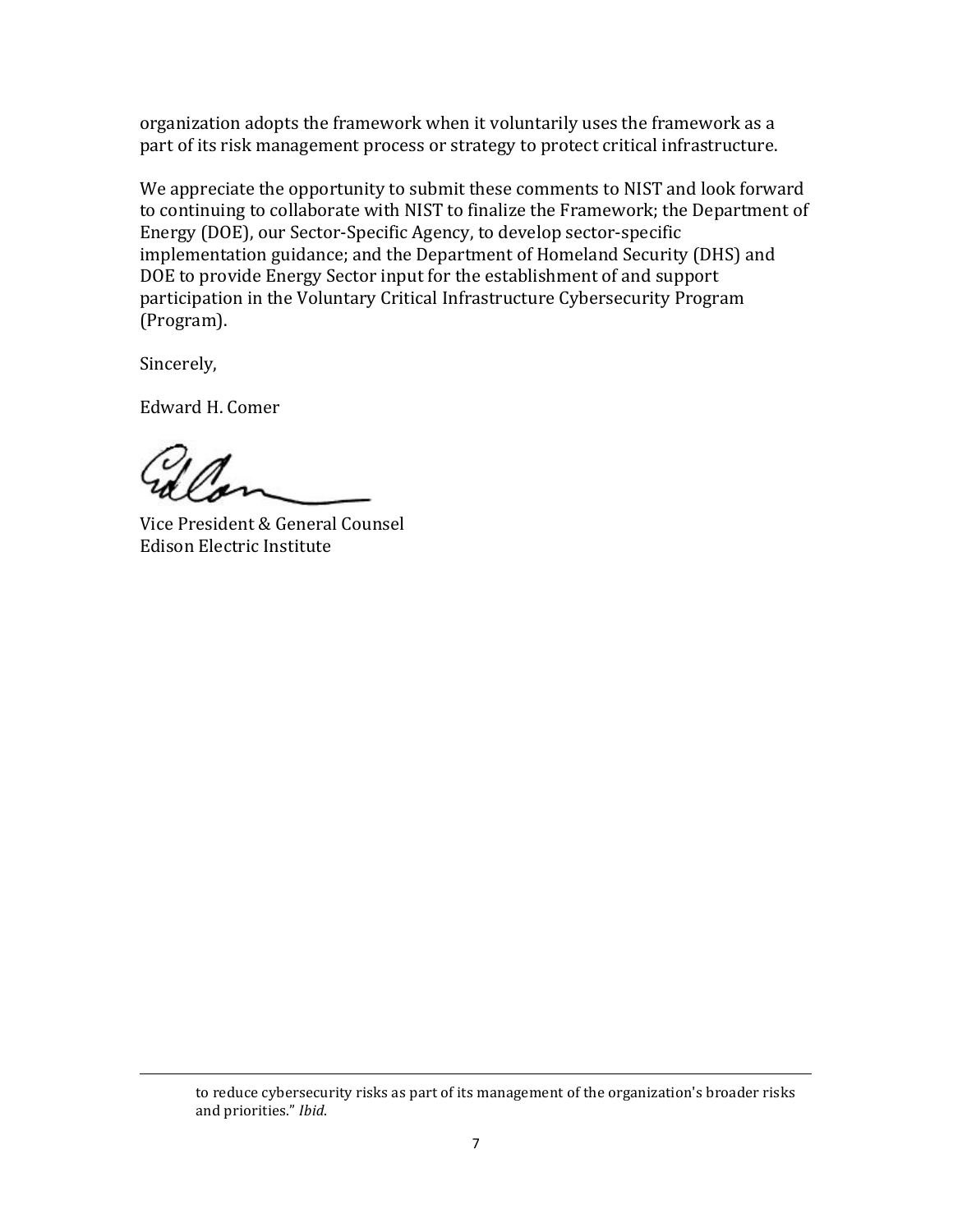organization adopts the framework when it voluntarily uses the framework as a part of its risk management process or strategy to protect critical infrastructure.

We appreciate the opportunity to submit these comments to NIST and look forward to continuing to collaborate with NIST to finalize the Framework; the Department of Energy (DOE), our Sector-Specific Agency, to develop sector-specific implementation guidance; and the Department of Homeland Security (DHS) and DOE to provide Energy Sector input for the establishment of and support participation in the Voluntary Critical Infrastructure Cybersecurity Program (Program).

Sincerely,

Edward H. Comer

Vice President & General Counsel
Edison Electric Institute

---

to reduce cybersecurity risks as part of its management of the organization's broader risks and priorities." *Ibid*.